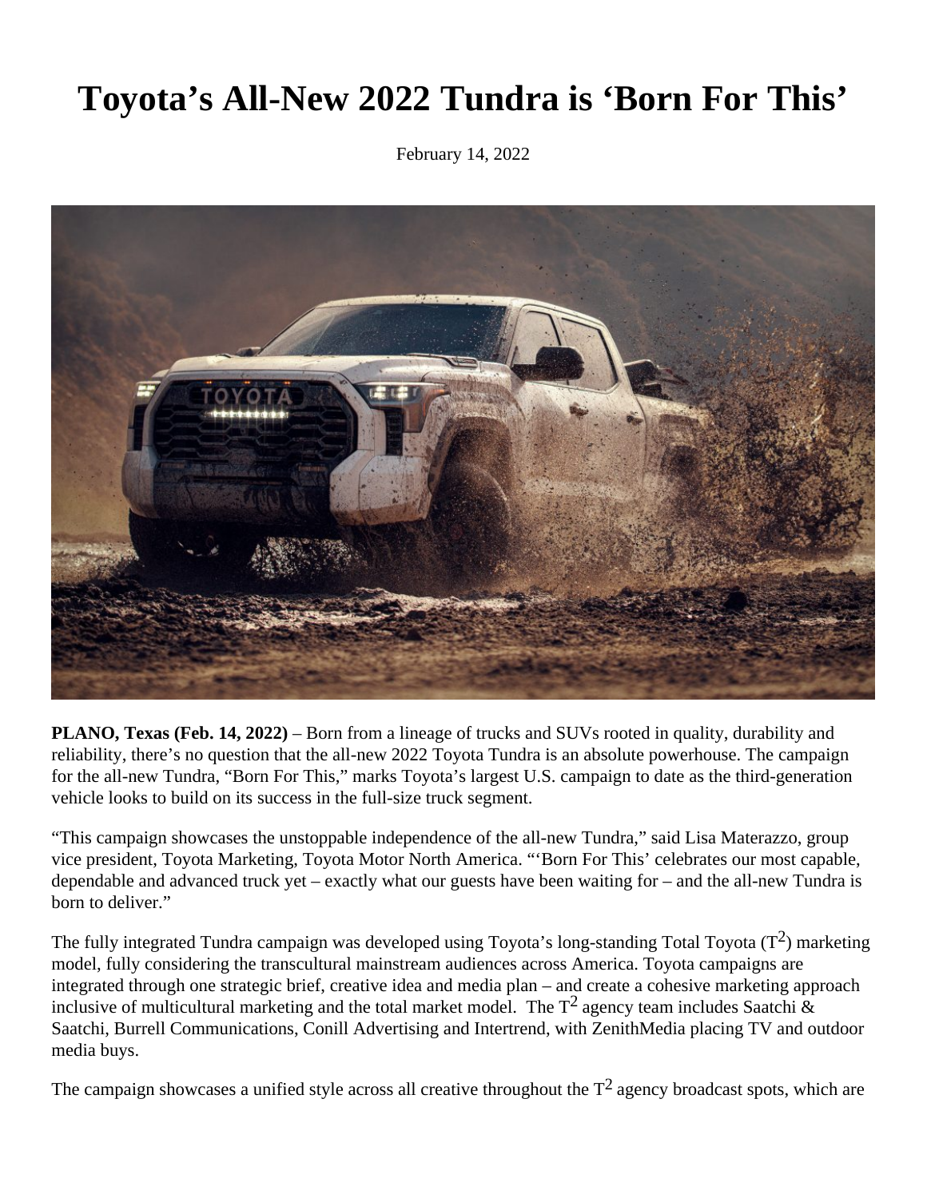# Toyota's All-New 2022 Tundra is 'Born For This'

February 14, 2022

**PLANO, Texas (Feb. 14, 2022)** – Born from a lineage of trucks and SUVs rooted in quality, durability and reliability, there's no question that the all-new 2022 Toyota Tundra is an absolute powerhouse. The campaign for the all-new Tundra, "Born For This," marks Toyota's largest U.S. campaign to date as the third-generation vehicle looks to build on its success in the full-size truck segment.

"This campaign showcases the unstoppable independence of the all-new Tundra," said Lisa Materazzo, group vice president, Toyota Marketing, Toyota Motor North America. "'Born For This' celebrates our most capable, dependable and advanced truck yet – exactly what our guests have been waiting for – and the all-new Tundra is born to deliver."

The fully integrated Tundra campaign was developed using Toyota's long-standing Total Toyota ($T^2$) marketing model, fully considering the transcultural mainstream audiences across America. Toyota campaigns are integrated through one strategic brief, creative idea and media plan – and create a cohesive marketing approach inclusive of multicultural marketing and the total market model. The $T^2$ agency team includes Saatchi & Saatchi, Burrell Communications, Conill Advertising and Intertrend, with ZenithMedia placing TV and outdoor media buys.

The campaign showcases a unified style across all creative throughout the $T^2$ agency broadcast spots, which are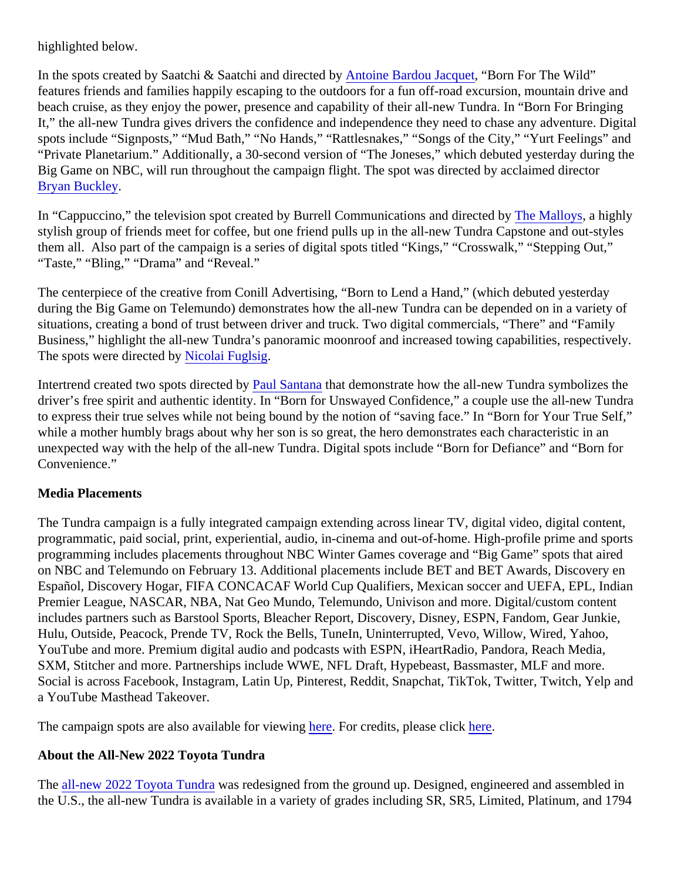highlighted below.

In the spots created by Saatchi & Saatchi and directed by Antoine Bardou Jacquet, "Born For The Wild" features friends and families happily escaping to the outdoors for a fun off-road excursion, mountain drive and beach cruise, as they enjoy the power, presence and capability of their all-new Tundra. In "Born For Bringing It," the all-new Tundra gives drivers the confidence and independence they need to chase any adventure. Digital spots include "Signposts," "Mud Bath," "No Hands," "Rattlesnakes," "Songs of the City," "Yurt Feelings" and "Private Planetarium." Additionally, a 30-second version of "The Joneses," which debuted yesterday during the Big Game on NBC, will run throughout the campaign flight. The spot was directed by acclaimed director Bryan Buckley.

In "Cappuccino," the television spot created by Burrell Communications and directed by The Malloys, a highly stylish group of friends meet for coffee, but one friend pulls up in the all-new Tundra Capstone and out-styles them all. Also part of the campaign is a series of digital spots titled "Kings," "Crosswalk," "Stepping Out," "Taste," "Bling," "Drama" and "Reveal."

The centerpiece of the creative from Conill Advertising, "Born to Lend a Hand," (which debuted yesterday during the Big Game on Telemundo) demonstrates how the all-new Tundra can be depended on in a variety of situations, creating a bond of trust between driver and truck. Two digital commercials, "There" and "Family Business," highlight the all-new Tundra's panoramic moonroof and increased towing capabilities, respectively. The spots were directed by Nicolai Fuglsig.

Intertrend created two spots directed by Paul Santana that demonstrate how the all-new Tundra symbolizes the driver's free spirit and authentic identity. In "Born for Unswayed Confidence," a couple use the all-new Tundra to express their true selves while not being bound by the notion of "saving face." In "Born for Your True Self," while a mother humbly brags about why her son is so great, the hero demonstrates each characteristic in an unexpected way with the help of the all-new Tundra. Digital spots include "Born for Defiance" and "Born for Convenience."

**Media Placements**

The Tundra campaign is a fully integrated campaign extending across linear TV, digital video, digital content, programmatic, paid social, print, experiential, audio, in-cinema and out-of-home. High-profile prime and sports programming includes placements throughout NBC Winter Games coverage and "Big Game" spots that aired on NBC and Telemundo on February 13. Additional placements include BET and BET Awards, Discovery en Español, Discovery Hogar, FIFA CONCACAF World Cup Qualifiers, Mexican soccer and UEFA, EPL, Indian Premier League, NASCAR, NBA, Nat Geo Mundo, Telemundo, Univison and more. Digital/custom content includes partners such as Barstool Sports, Bleacher Report, Discovery, Disney, ESPN, Fandom, Gear Junkie, Hulu, Outside, Peacock, Prende TV, Rock the Bells, TuneIn, Uninterrupted, Vevo, Willow, Wired, Yahoo, YouTube and more. Premium digital audio and podcasts with ESPN, iHeartRadio, Pandora, Reach Media, SXM, Stitcher and more. Partnerships include WWE, NFL Draft, Hypebeast, Bassmaster, MLF and more. Social is across Facebook, Instagram, Latin Up, Pinterest, Reddit, Snapchat, TikTok, Twitter, Twitch, Yelp and a YouTube Masthead Takeover.

The campaign spots are also available for viewing here. For credits, please click here.

**About the All-New 2022 Toyota Tundra**

The all-new 2022 Toyota Tundra was redesigned from the ground up. Designed, engineered and assembled in the U.S., the all-new Tundra is available in a variety of grades including SR, SR5, Limited, Platinum, and 1794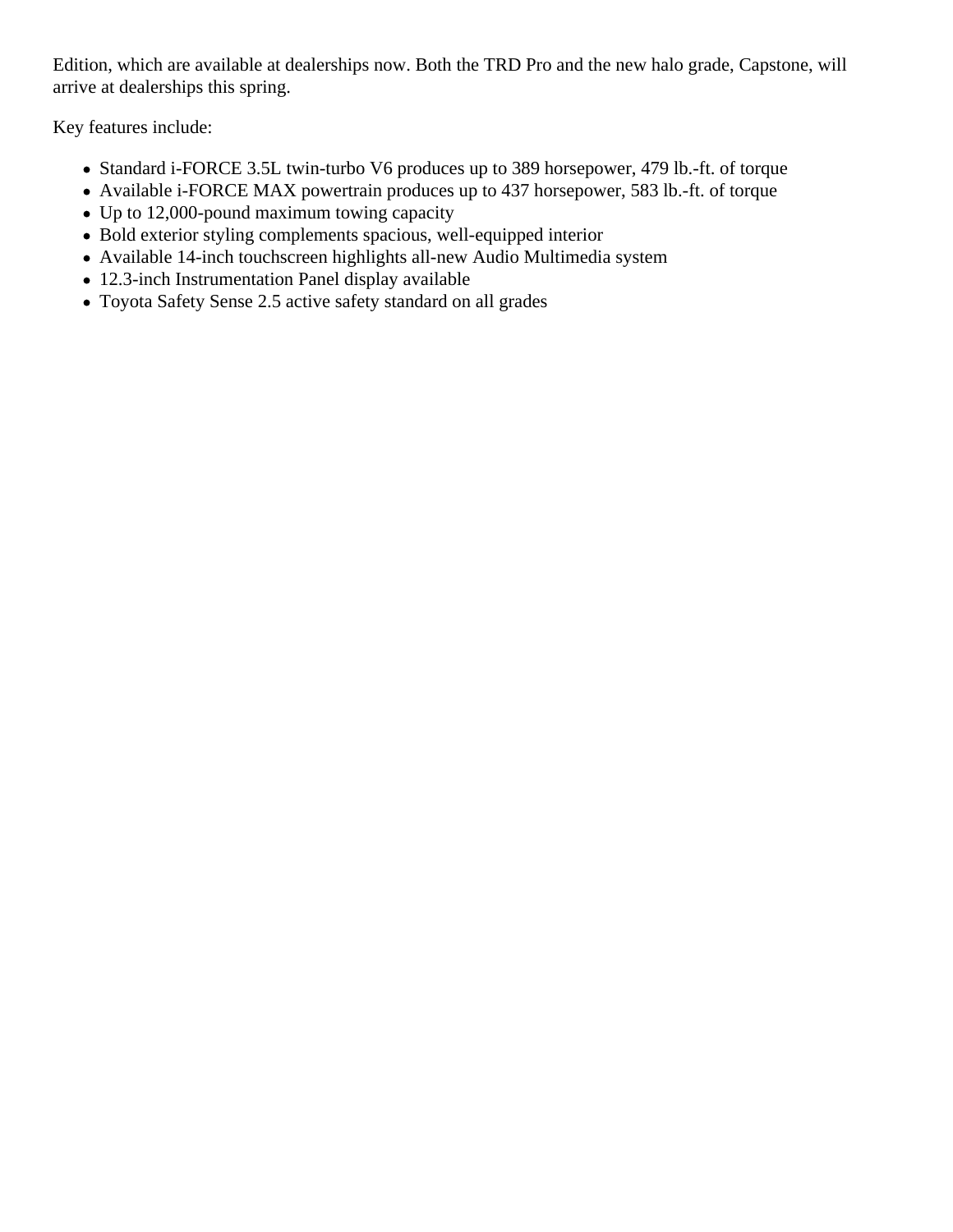Edition, which are available at dealerships now. Both the TRD Pro and the new halo grade, Capstone, will arrive at dealerships this spring.

Key features include:

- Standard i-FORCE 3.5L twin-turbo V6 produces up to 389 horsepower, 479 lb.-ft. of torque
- Available i-FORCE MAX powertrain produces up to 437 horsepower, 583 lb.-ft. of torque
- Up to 12,000-pound maximum towing capacity
- Bold exterior styling complements spacious, well-equipped interior
- Available 14-inch touchscreen highlights all-new Audio Multimedia system
- 12.3-inch Instrumentation Panel display available
- Toyota Safety Sense 2.5 active safety standard on all grades